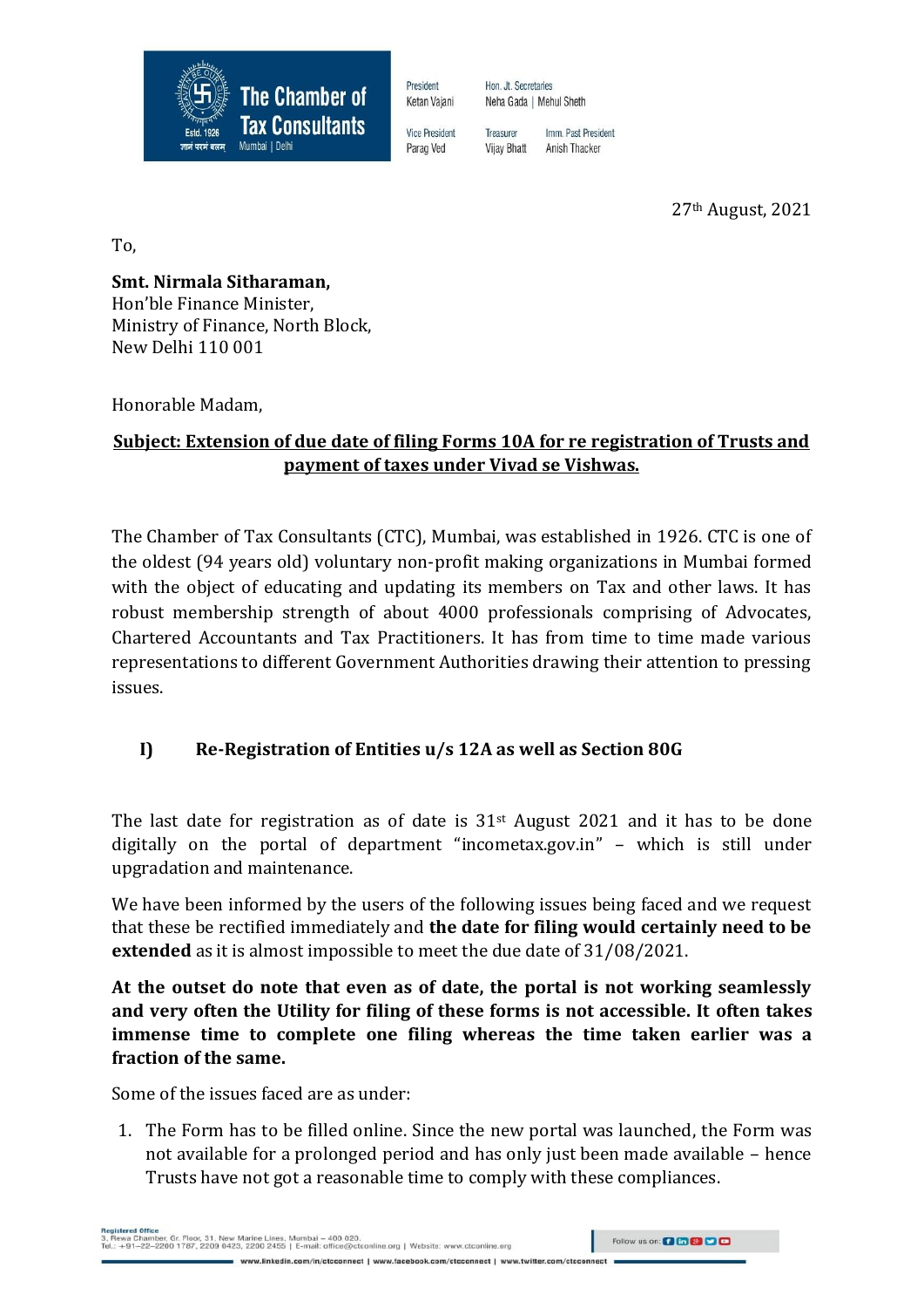The Chamber of Tax Consultants

Estd. 1926

Mumbai | Delhi

President
Ketan Vajani

Vice President
Parag Ved

Hon. Jt. Secretaries
Neha Gada | Mehul Sheth

Treasurer
Vijay Bhatt

Imm. Past President
Anish Thacker

27th August, 2021

To,

**Smt. Nirmala Sitharaman,**
Hon'ble Finance Minister,
Ministry of Finance, North Block,
New Delhi 110 001

Honorable Madam,

**Subject: Extension of due date of filing Forms 10A for re registration of Trusts and payment of taxes under Vivad se Vishwas.**

The Chamber of Tax Consultants (CTC), Mumbai, was established in 1926. CTC is one of the oldest (94 years old) voluntary non-profit making organizations in Mumbai formed with the object of educating and updating its members on Tax and other laws. It has robust membership strength of about 4000 professionals comprising of Advocates, Chartered Accountants and Tax Practitioners. It has from time to time made various representations to different Government Authorities drawing their attention to pressing issues.

## I) Re-Registration of Entities u/s 12A as well as Section 80G

The last date for registration as of date is 31st August 2021 and it has to be done digitally on the portal of department "incometax.gov.in" – which is still under upgradation and maintenance.

We have been informed by the users of the following issues being faced and we request that these be rectified immediately and **the date for filing would certainly need to be extended** as it is almost impossible to meet the due date of 31/08/2021.

**At the outset do note that even as of date, the portal is not working seamlessly and very often the Utility for filing of these forms is not accessible. It often takes immense time to complete one filing whereas the time taken earlier was a fraction of the same.**

Some of the issues faced are as under:

1. The Form has to be filled online. Since the new portal was launched, the Form was not available for a prolonged period and has only just been made available – hence Trusts have not got a reasonable time to comply with these compliances.

Registered Office
3, Rewa Chamber, Gr. Floor, 31, New Marine Lines, Mumbai – 400 020.
Tel.: +91–22–2200 1787, 2209 0423, 2200 2455 | E-mail: office@ctconline.org | Website: www.ctconline.org

www.linkedin.com/in/ctcconnect | www.facebook.com/ctcconnect | www.twitter.com/ctcconnect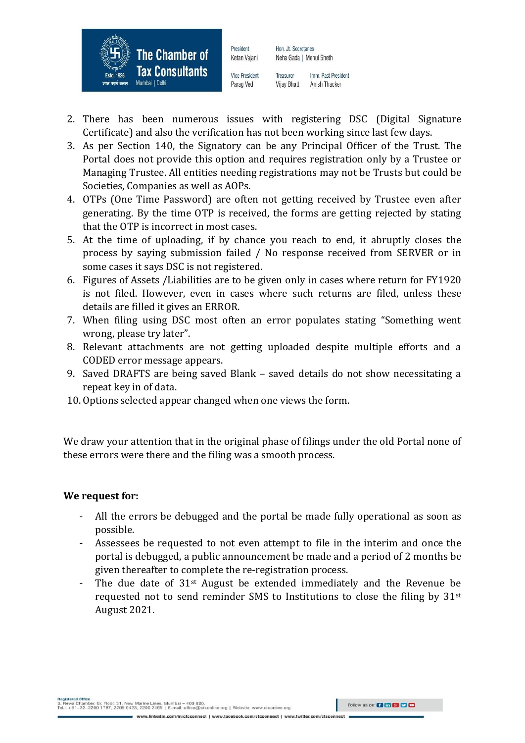2. There has been numerous issues with registering DSC (Digital Signature Certificate) and also the verification has not been working since last few days.
3. As per Section 140, the Signatory can be any Principal Officer of the Trust. The Portal does not provide this option and requires registration only by a Trustee or Managing Trustee. All entities needing registrations may not be Trusts but could be Societies, Companies as well as AOPs.
4. OTPs (One Time Password) are often not getting received by Trustee even after generating. By the time OTP is received, the forms are getting rejected by stating that the OTP is incorrect in most cases.
5. At the time of uploading, if by chance you reach to end, it abruptly closes the process by saying submission failed / No response received from SERVER or in some cases it says DSC is not registered.
6. Figures of Assets /Liabilities are to be given only in cases where return for FY1920 is not filed. However, even in cases where such returns are filed, unless these details are filled it gives an ERROR.
7. When filing using DSC most often an error populates stating "Something went wrong, please try later".
8. Relevant attachments are not getting uploaded despite multiple efforts and a CODED error message appears.
9. Saved DRAFTS are being saved Blank – saved details do not show necessitating a repeat key in of data.
10. Options selected appear changed when one views the form.

We draw your attention that in the original phase of filings under the old Portal none of these errors were there and the filing was a smooth process.

**We request for:**

- All the errors be debugged and the portal be made fully operational as soon as possible.
- Assessees be requested to not even attempt to file in the interim and once the portal is debugged, a public announcement be made and a period of 2 months be given thereafter to complete the re-registration process.
- The due date of 31st August be extended immediately and the Revenue be requested not to send reminder SMS to Institutions to close the filing by 31st August 2021.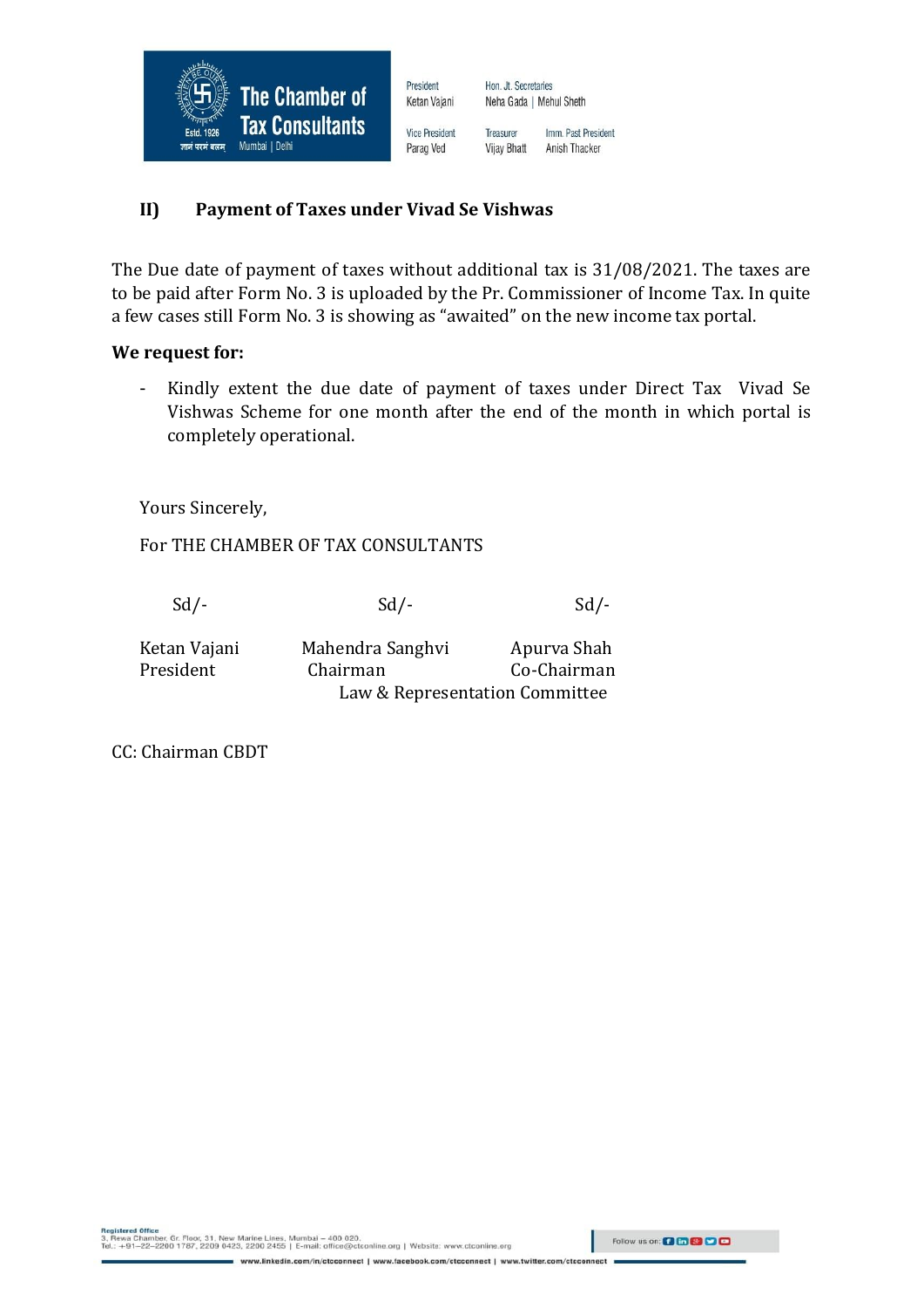## II) Payment of Taxes under Vivad Se Vishwas

The Due date of payment of taxes without additional tax is 31/08/2021. The taxes are to be paid after Form No. 3 is uploaded by the Pr. Commissioner of Income Tax. In quite a few cases still Form No. 3 is showing as "awaited" on the new income tax portal.

**We request for:**

- Kindly extent the due date of payment of taxes under Direct Tax Vivad Se Vishwas Scheme for one month after the end of the month in which portal is completely operational.

Yours Sincerely,

For THE CHAMBER OF TAX CONSULTANTS

| | | |
|---|---|---|
| Sd/- | Sd/- | Sd/- |
| Ketan Vajani<br>President | Mahendra Sanghvi<br>Chairman | Apurva Shah<br>Co-Chairman |

Law & Representation Committee

CC: Chairman CBDT